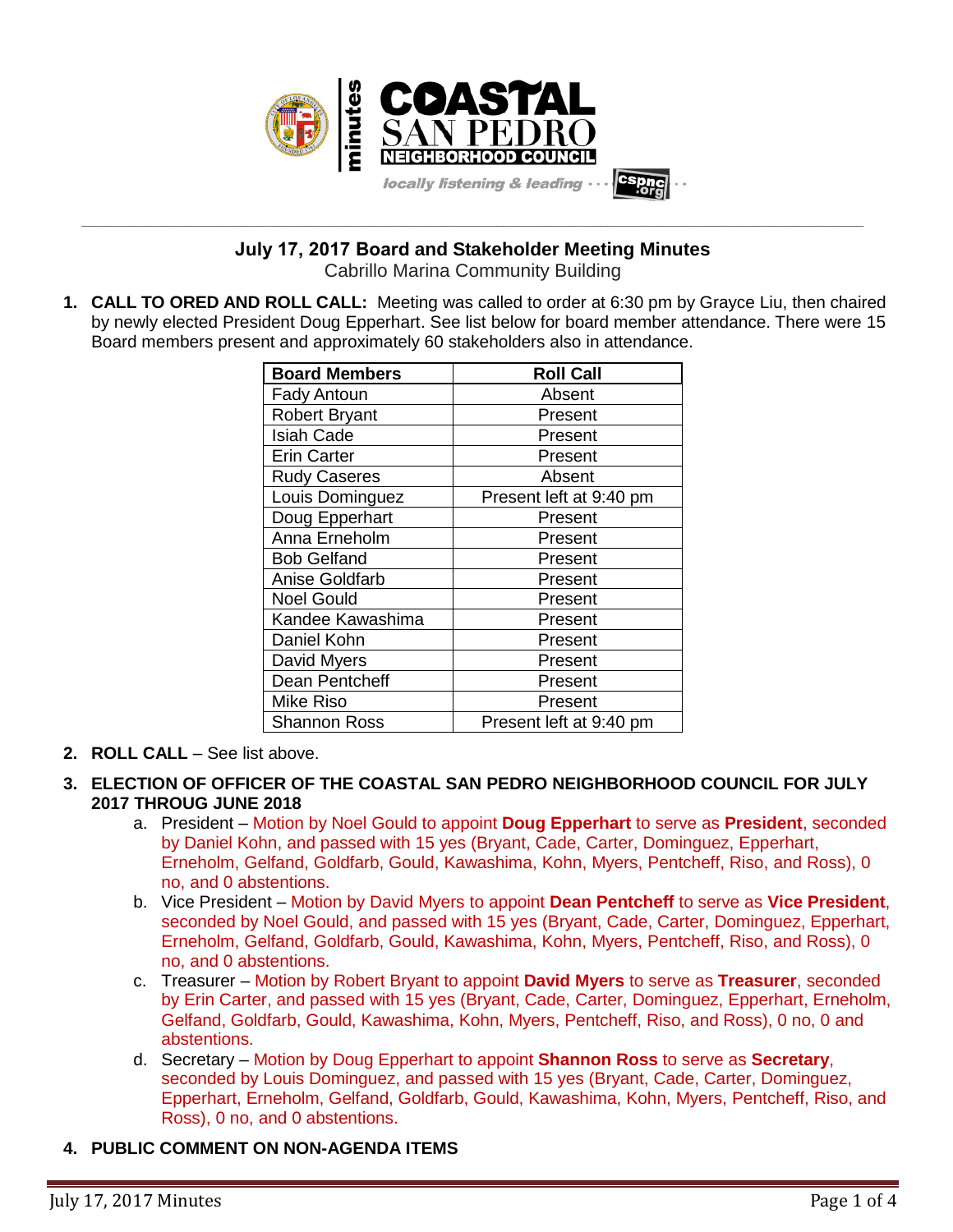# July 17, 2017 Board and Stakeholder Meeting Minutes

Cabrillo Marina Community Building

1. **CALL TO ORED AND ROLL CALL:** Meeting was called to order at 6:30 pm by Grayce Liu, then chaired by newly elected President Doug Epperhart. See list below for board member attendance. There were 15 Board members present and approximately 60 stakeholders also in attendance.

| Board Members | Roll Call |
|---|---|
| Fady Antoun | Absent |
| Robert Bryant | Present |
| Isiah Cade | Present |
| Erin Carter | Present |
| Rudy Caseres | Absent |
| Louis Dominguez | Present left at 9:40 pm |
| Doug Epperhart | Present |
| Anna Erneholm | Present |
| Bob Gelfand | Present |
| Anise Goldfarb | Present |
| Noel Gould | Present |
| Kandee Kawashima | Present |
| Daniel Kohn | Present |
| David Myers | Present |
| Dean Pentcheff | Present |
| Mike Riso | Present |
| Shannon Ross | Present left at 9:40 pm |

2. **ROLL CALL** – See list above.

3. **ELECTION OF OFFICER OF THE COASTAL SAN PEDRO NEIGHBORHOOD COUNCIL FOR JULY 2017 THROUG JUNE 2018**
   a. President – Motion by Noel Gould to appoint **Doug Epperhart** to serve as **President**, seconded by Daniel Kohn, and passed with 15 yes (Bryant, Cade, Carter, Dominguez, Epperhart, Erneholm, Gelfand, Goldfarb, Gould, Kawashima, Kohn, Myers, Pentcheff, Riso, and Ross), 0 no, and 0 abstentions.
   b. Vice President – Motion by David Myers to appoint **Dean Pentcheff** to serve as **Vice President**, seconded by Noel Gould, and passed with 15 yes (Bryant, Cade, Carter, Dominguez, Epperhart, Erneholm, Gelfand, Goldfarb, Gould, Kawashima, Kohn, Myers, Pentcheff, Riso, and Ross), 0 no, and 0 abstentions.
   c. Treasurer – Motion by Robert Bryant to appoint **David Myers** to serve as **Treasurer**, seconded by Erin Carter, and passed with 15 yes (Bryant, Cade, Carter, Dominguez, Epperhart, Erneholm, Gelfand, Goldfarb, Gould, Kawashima, Kohn, Myers, Pentcheff, Riso, and Ross), 0 no, 0 and abstentions.
   d. Secretary – Motion by Doug Epperhart to appoint **Shannon Ross** to serve as **Secretary**, seconded by Louis Dominguez, and passed with 15 yes (Bryant, Cade, Carter, Dominguez, Epperhart, Erneholm, Gelfand, Goldfarb, Gould, Kawashima, Kohn, Myers, Pentcheff, Riso, and Ross), 0 no, and 0 abstentions.

4. **PUBLIC COMMENT ON NON-AGENDA ITEMS**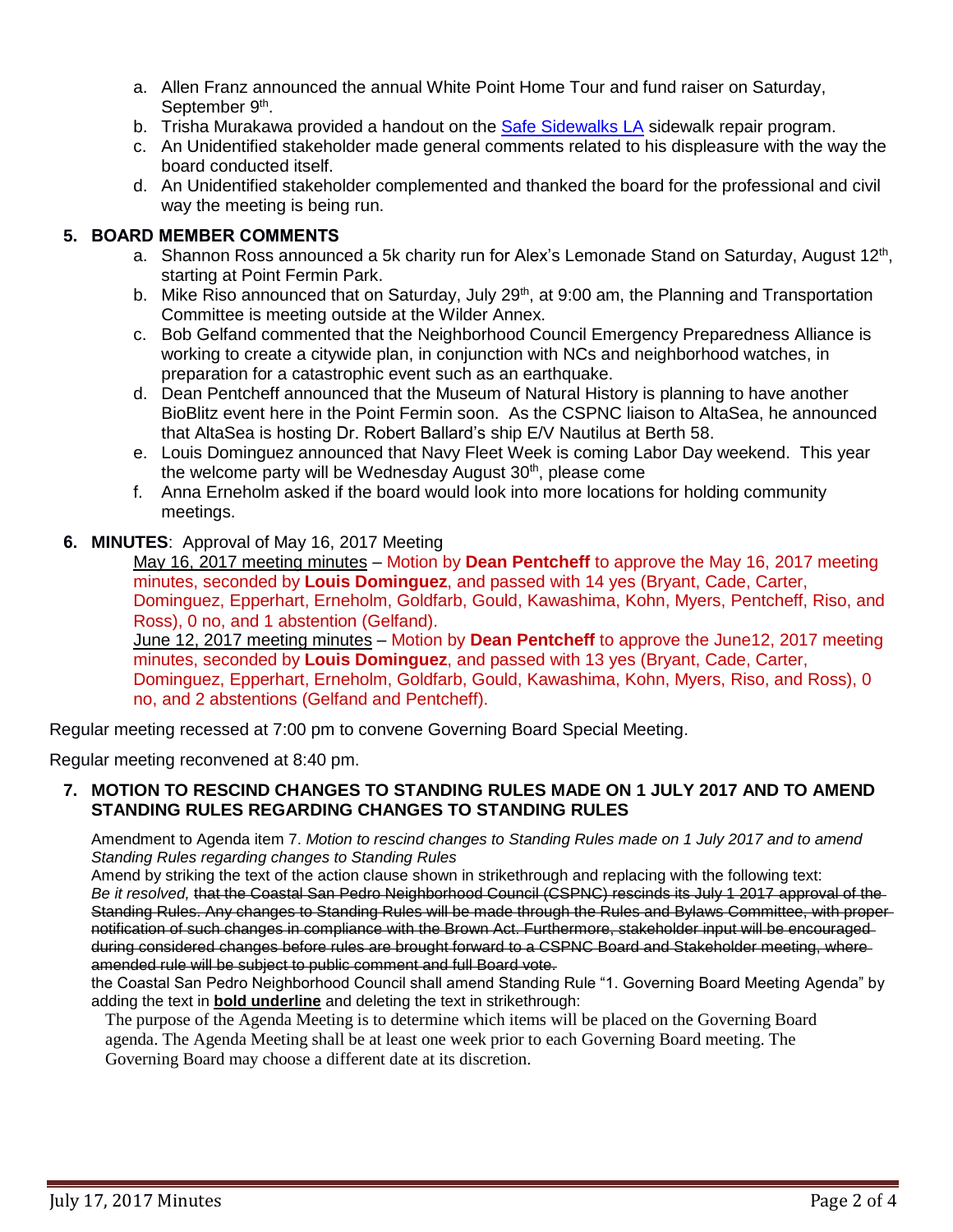a. Allen Franz announced the annual White Point Home Tour and fund raiser on Saturday, September 9th.
b. Trisha Murakawa provided a handout on the Safe Sidewalks LA sidewalk repair program.
c. An Unidentified stakeholder made general comments related to his displeasure with the way the board conducted itself.
d. An Unidentified stakeholder complemented and thanked the board for the professional and civil way the meeting is being run.

## 5. BOARD MEMBER COMMENTS

a. Shannon Ross announced a 5k charity run for Alex's Lemonade Stand on Saturday, August 12th, starting at Point Fermin Park.
b. Mike Riso announced that on Saturday, July 29th, at 9:00 am, the Planning and Transportation Committee is meeting outside at the Wilder Annex.
c. Bob Gelfand commented that the Neighborhood Council Emergency Preparedness Alliance is working to create a citywide plan, in conjunction with NCs and neighborhood watches, in preparation for a catastrophic event such as an earthquake.
d. Dean Pentcheff announced that the Museum of Natural History is planning to have another BioBlitz event here in the Point Fermin soon. As the CSPNC liaison to AltaSea, he announced that AltaSea is hosting Dr. Robert Ballard's ship E/V Nautilus at Berth 58.
e. Louis Dominguez announced that Navy Fleet Week is coming Labor Day weekend. This year the welcome party will be Wednesday August 30th, please come
f. Anna Erneholm asked if the board would look into more locations for holding community meetings.

## 6. MINUTES: Approval of May 16, 2017 Meeting

May 16, 2017 meeting minutes – Motion by **Dean Pentcheff** to approve the May 16, 2017 meeting minutes, seconded by **Louis Dominguez**, and passed with 14 yes (Bryant, Cade, Carter, Dominguez, Epperhart, Erneholm, Goldfarb, Gould, Kawashima, Kohn, Myers, Pentcheff, Riso, and Ross), 0 no, and 1 abstention (Gelfand).

June 12, 2017 meeting minutes – Motion by **Dean Pentcheff** to approve the June12, 2017 meeting minutes, seconded by **Louis Dominguez**, and passed with 13 yes (Bryant, Cade, Carter, Dominguez, Epperhart, Erneholm, Goldfarb, Gould, Kawashima, Kohn, Myers, Riso, and Ross), 0 no, and 2 abstentions (Gelfand and Pentcheff).

Regular meeting recessed at 7:00 pm to convene Governing Board Special Meeting.

Regular meeting reconvened at 8:40 pm.

## 7. MOTION TO RESCIND CHANGES TO STANDING RULES MADE ON 1 JULY 2017 AND TO AMEND STANDING RULES REGARDING CHANGES TO STANDING RULES

Amendment to Agenda item 7. *Motion to rescind changes to Standing Rules made on 1 July 2017 and to amend Standing Rules regarding changes to Standing Rules*

Amend by striking the text of the action clause shown in strikethrough and replacing with the following text:

*Be it resolved,* ~~that the Coastal San Pedro Neighborhood Council (CSPNC) rescinds its July 1 2017 approval of the Standing Rules. Any changes to Standing Rules will be made through the Rules and Bylaws Committee, with proper notification of such changes in compliance with the Brown Act. Furthermore, stakeholder input will be encouraged during considered changes before rules are brought forward to a CSPNC Board and Stakeholder meeting, where amended rule will be subject to public comment and full Board vote.~~

the Coastal San Pedro Neighborhood Council shall amend Standing Rule "1. Governing Board Meeting Agenda" by adding the text in **bold underline** and deleting the text in strikethrough:

The purpose of the Agenda Meeting is to determine which items will be placed on the Governing Board agenda. The Agenda Meeting shall be at least one week prior to each Governing Board meeting. The Governing Board may choose a different date at its discretion.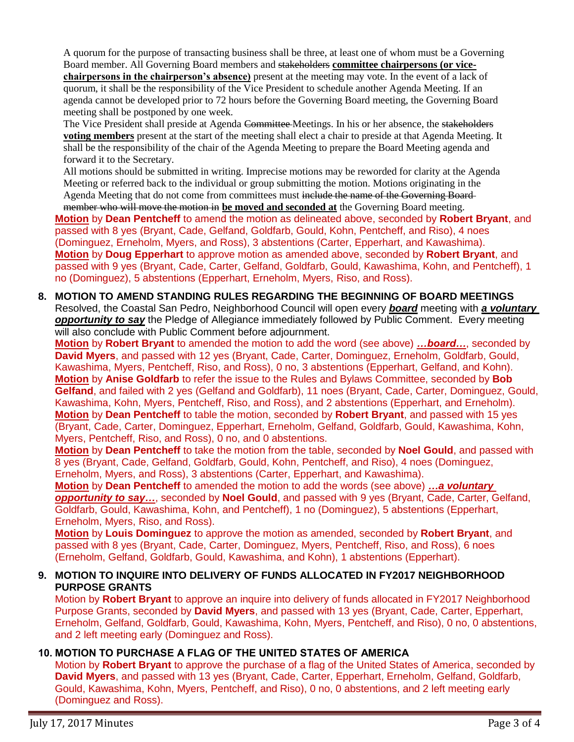A quorum for the purpose of transacting business shall be three, at least one of whom must be a Governing Board member. All Governing Board members and ~~stakeholders~~ **committee chairpersons (or vice-chairpersons in the chairperson's absence)** present at the meeting may vote. In the event of a lack of quorum, it shall be the responsibility of the Vice President to schedule another Agenda Meeting. If an agenda cannot be developed prior to 72 hours before the Governing Board meeting, the Governing Board meeting shall be postponed by one week.

The Vice President shall preside at Agenda ~~Committee~~ Meetings. In his or her absence, the ~~stakeholders~~ **voting members** present at the start of the meeting shall elect a chair to preside at that Agenda Meeting. It shall be the responsibility of the chair of the Agenda Meeting to prepare the Board Meeting agenda and forward it to the Secretary.

All motions should be submitted in writing. Imprecise motions may be reworded for clarity at the Agenda Meeting or referred back to the individual or group submitting the motion. Motions originating in the Agenda Meeting that do not come from committees must ~~include the name of the Governing Board member who will move the motion in~~ **be moved and seconded at** the Governing Board meeting.

**Motion** by **Dean Pentcheff** to amend the motion as delineated above, seconded by **Robert Bryant**, and passed with 8 yes (Bryant, Cade, Gelfand, Goldfarb, Gould, Kohn, Pentcheff, and Riso), 4 noes (Dominguez, Erneholm, Myers, and Ross), 3 abstentions (Carter, Epperhart, and Kawashima).
**Motion** by **Doug Epperhart** to approve motion as amended above, seconded by **Robert Bryant**, and passed with 9 yes (Bryant, Cade, Carter, Gelfand, Goldfarb, Gould, Kawashima, Kohn, and Pentcheff), 1 no (Dominguez), 5 abstentions (Epperhart, Erneholm, Myers, Riso, and Ross).

**8. MOTION TO AMEND STANDING RULES REGARDING THE BEGINNING OF BOARD MEETINGS**

Resolved, the Coastal San Pedro, Neighborhood Council will open every ***board*** meeting with ***a voluntary opportunity to say*** the Pledge of Allegiance immediately followed by Public Comment. Every meeting will also conclude with Public Comment before adjournment.

**Motion** by **Robert Bryant** to amended the motion to add the word (see above) ***…board…***, seconded by **David Myers**, and passed with 12 yes (Bryant, Cade, Carter, Dominguez, Erneholm, Goldfarb, Gould, Kawashima, Myers, Pentcheff, Riso, and Ross), 0 no, 3 abstentions (Epperhart, Gelfand, and Kohn).
**Motion** by **Anise Goldfarb** to refer the issue to the Rules and Bylaws Committee, seconded by **Bob Gelfand**, and failed with 2 yes (Gelfand and Goldfarb), 11 noes (Bryant, Cade, Carter, Dominguez, Gould, Kawashima, Kohn, Myers, Pentcheff, Riso, and Ross), and 2 abstentions (Epperhart, and Erneholm).
**Motion** by **Dean Pentcheff** to table the motion, seconded by **Robert Bryant**, and passed with 15 yes (Bryant, Cade, Carter, Dominguez, Epperhart, Erneholm, Gelfand, Goldfarb, Gould, Kawashima, Kohn, Myers, Pentcheff, Riso, and Ross), 0 no, and 0 abstentions.
**Motion** by **Dean Pentcheff** to take the motion from the table, seconded by **Noel Gould**, and passed with 8 yes (Bryant, Cade, Gelfand, Goldfarb, Gould, Kohn, Pentcheff, and Riso), 4 noes (Dominguez, Erneholm, Myers, and Ross), 3 abstentions (Carter, Epperhart, and Kawashima).
**Motion** by **Dean Pentcheff** to amended the motion to add the words (see above) ***…a voluntary opportunity to say…***, seconded by **Noel Gould**, and passed with 9 yes (Bryant, Cade, Carter, Gelfand, Goldfarb, Gould, Kawashima, Kohn, and Pentcheff), 1 no (Dominguez), 5 abstentions (Epperhart, Erneholm, Myers, Riso, and Ross).
**Motion** by **Louis Dominguez** to approve the motion as amended, seconded by **Robert Bryant**, and passed with 8 yes (Bryant, Cade, Carter, Dominguez, Myers, Pentcheff, Riso, and Ross), 6 noes (Erneholm, Gelfand, Goldfarb, Gould, Kawashima, and Kohn), 1 abstentions (Epperhart).

**9. MOTION TO INQUIRE INTO DELIVERY OF FUNDS ALLOCATED IN FY2017 NEIGHBORHOOD PURPOSE GRANTS**

Motion by **Robert Bryant** to approve an inquire into delivery of funds allocated in FY2017 Neighborhood Purpose Grants, seconded by **David Myers**, and passed with 13 yes (Bryant, Cade, Carter, Epperhart, Erneholm, Gelfand, Goldfarb, Gould, Kawashima, Kohn, Myers, Pentcheff, and Riso), 0 no, 0 abstentions, and 2 left meeting early (Dominguez and Ross).

**10. MOTION TO PURCHASE A FLAG OF THE UNITED STATES OF AMERICA**

Motion by **Robert Bryant** to approve the purchase of a flag of the United States of America, seconded by **David Myers**, and passed with 13 yes (Bryant, Cade, Carter, Epperhart, Erneholm, Gelfand, Goldfarb, Gould, Kawashima, Kohn, Myers, Pentcheff, and Riso), 0 no, 0 abstentions, and 2 left meeting early (Dominguez and Ross).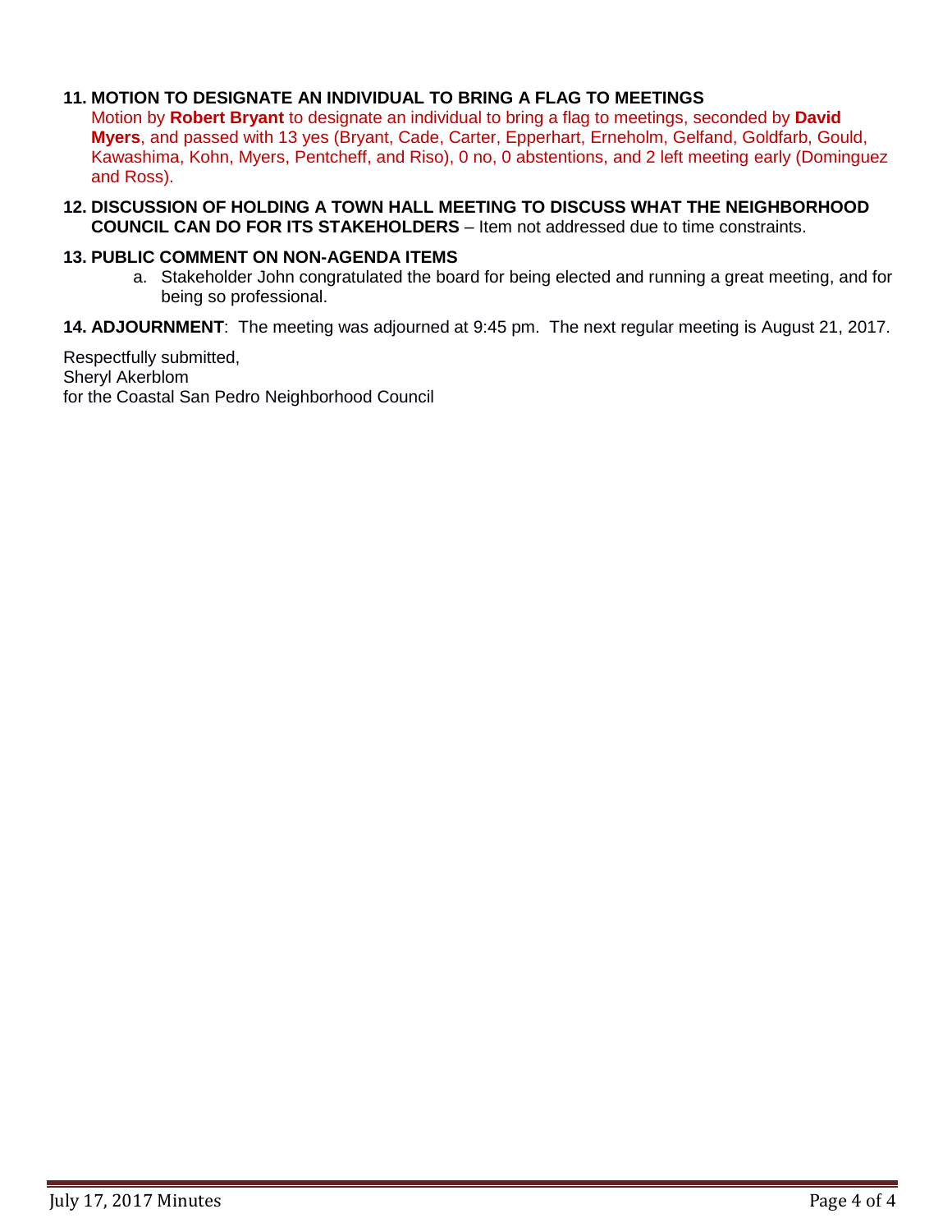**11. MOTION TO DESIGNATE AN INDIVIDUAL TO BRING A FLAG TO MEETINGS**

Motion by **Robert Bryant** to designate an individual to bring a flag to meetings, seconded by **David Myers**, and passed with 13 yes (Bryant, Cade, Carter, Epperhart, Erneholm, Gelfand, Goldfarb, Gould, Kawashima, Kohn, Myers, Pentcheff, and Riso), 0 no, 0 abstentions, and 2 left meeting early (Dominguez and Ross).

**12. DISCUSSION OF HOLDING A TOWN HALL MEETING TO DISCUSS WHAT THE NEIGHBORHOOD COUNCIL CAN DO FOR ITS STAKEHOLDERS** – Item not addressed due to time constraints.

**13. PUBLIC COMMENT ON NON-AGENDA ITEMS**

a. Stakeholder John congratulated the board for being elected and running a great meeting, and for being so professional.

**14. ADJOURNMENT**: The meeting was adjourned at 9:45 pm. The next regular meeting is August 21, 2017.

Respectfully submitted,
Sheryl Akerblom
for the Coastal San Pedro Neighborhood Council